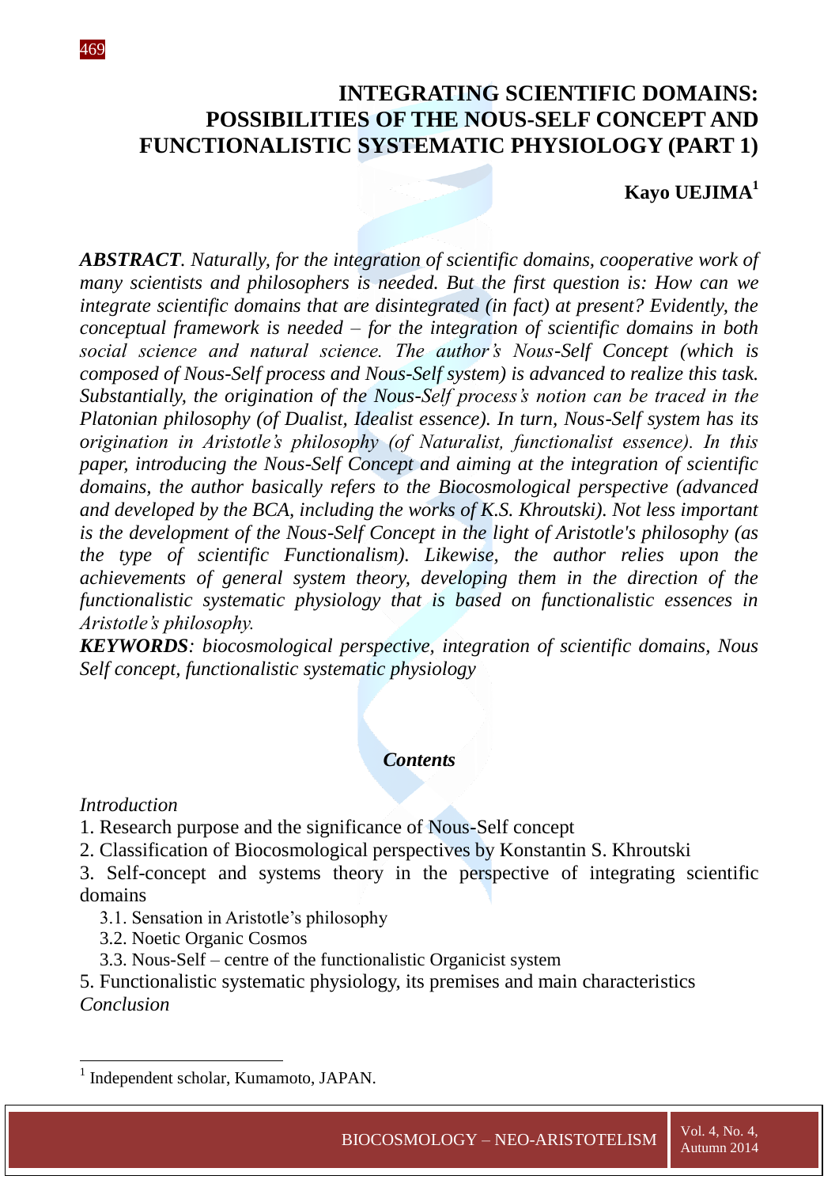# INTEGRATING SCIENTIFIC DOMAINS: POSSIBILITIES OF THE NOUS-SELF CONCEPT AND FUNCTIONALISTIC SYSTEMATIC PHYSIOLOGY (PART 1)

**Kayo UEJIMA**[1]

***ABSTRACT****. Naturally, for the integration of scientific domains, cooperative work of many scientists and philosophers is needed. But the first question is: How can we integrate scientific domains that are disintegrated (in fact) at present? Evidently, the conceptual framework is needed – for the integration of scientific domains in both social science and natural science. The author's Nous-Self Concept (which is composed of Nous-Self process and Nous-Self system) is advanced to realize this task. Substantially, the origination of the Nous-Self process's notion can be traced in the Platonian philosophy (of Dualist, Idealist essence). In turn, Nous-Self system has its origination in Aristotle's philosophy (of Naturalist, functionalist essence). In this paper, introducing the Nous-Self Concept and aiming at the integration of scientific domains, the author basically refers to the Biocosmological perspective (advanced and developed by the BCA, including the works of K.S. Khroutski). Not less important is the development of the Nous-Self Concept in the light of Aristotle's philosophy (as the type of scientific Functionalism). Likewise, the author relies upon the achievements of general system theory, developing them in the direction of the functionalistic systematic physiology that is based on functionalistic essences in Aristotle's philosophy.*

***KEYWORDS****: biocosmological perspective, integration of scientific domains, Nous Self concept, functionalistic systematic physiology*

***Contents***

*Introduction*

1. Research purpose and the significance of Nous-Self concept
2. Classification of Biocosmological perspectives by Konstantin S. Khroutski
3. Self-concept and systems theory in the perspective of integrating scientific domains
   - 3.1. Sensation in Aristotle's philosophy
   - 3.2. Noetic Organic Cosmos
   - 3.3. Nous-Self – centre of the functionalistic Organicist system
5. Functionalistic systematic physiology, its premises and main characteristics

*Conclusion*

---

[1] Independent scholar, Kumamoto, JAPAN.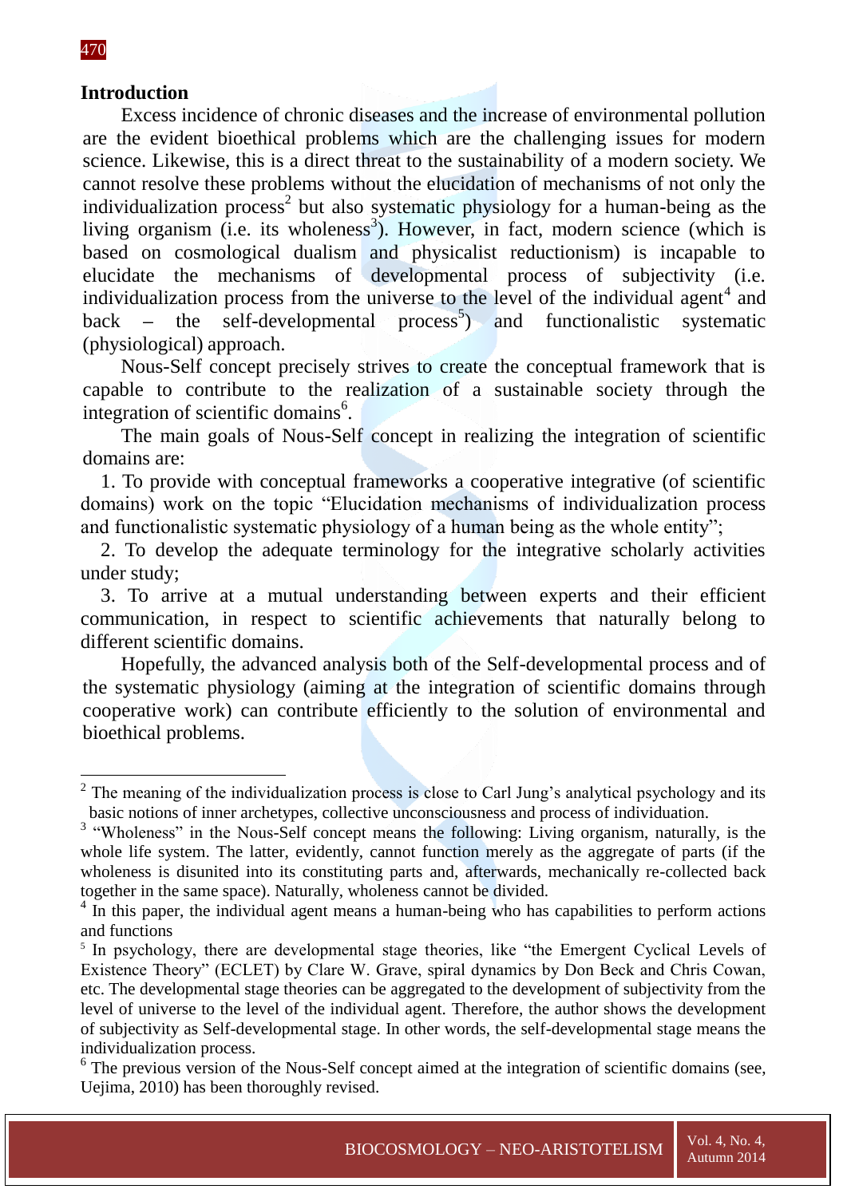## Introduction

Excess incidence of chronic diseases and the increase of environmental pollution are the evident bioethical problems which are the challenging issues for modern science. Likewise, this is a direct threat to the sustainability of a modern society. We cannot resolve these problems without the elucidation of mechanisms of not only the individualization process[2] but also systematic physiology for a human-being as the living organism (i.e. its wholeness[3]). However, in fact, modern science (which is based on cosmological dualism and physicalist reductionism) is incapable to elucidate the mechanisms of developmental process of subjectivity (i.e. individualization process from the universe to the level of the individual agent[4] and back – the self-developmental process[5]) and functionalistic systematic (physiological) approach.

Nous-Self concept precisely strives to create the conceptual framework that is capable to contribute to the realization of a sustainable society through the integration of scientific domains[6].

The main goals of Nous-Self concept in realizing the integration of scientific domains are:

1. To provide with conceptual frameworks a cooperative integrative (of scientific domains) work on the topic "Elucidation mechanisms of individualization process and functionalistic systematic physiology of a human being as the whole entity";
2. To develop the adequate terminology for the integrative scholarly activities under study;
3. To arrive at a mutual understanding between experts and their efficient communication, in respect to scientific achievements that naturally belong to different scientific domains.

Hopefully, the advanced analysis both of the Self-developmental process and of the systematic physiology (aiming at the integration of scientific domains through cooperative work) can contribute efficiently to the solution of environmental and bioethical problems.

---

[2] The meaning of the individualization process is close to Carl Jung's analytical psychology and its basic notions of inner archetypes, collective unconsciousness and process of individuation.

[3] "Wholeness" in the Nous-Self concept means the following: Living organism, naturally, is the whole life system. The latter, evidently, cannot function merely as the aggregate of parts (if the wholeness is disunited into its constituting parts and, afterwards, mechanically re-collected back together in the same space). Naturally, wholeness cannot be divided.

[4] In this paper, the individual agent means a human-being who has capabilities to perform actions and functions

[5] In psychology, there are developmental stage theories, like "the Emergent Cyclical Levels of Existence Theory" (ECLET) by Clare W. Grave, spiral dynamics by Don Beck and Chris Cowan, etc. The developmental stage theories can be aggregated to the development of subjectivity from the level of universe to the level of the individual agent. Therefore, the author shows the development of subjectivity as Self-developmental stage. In other words, the self-developmental stage means the individualization process.

[6] The previous version of the Nous-Self concept aimed at the integration of scientific domains (see, Uejima, 2010) has been thoroughly revised.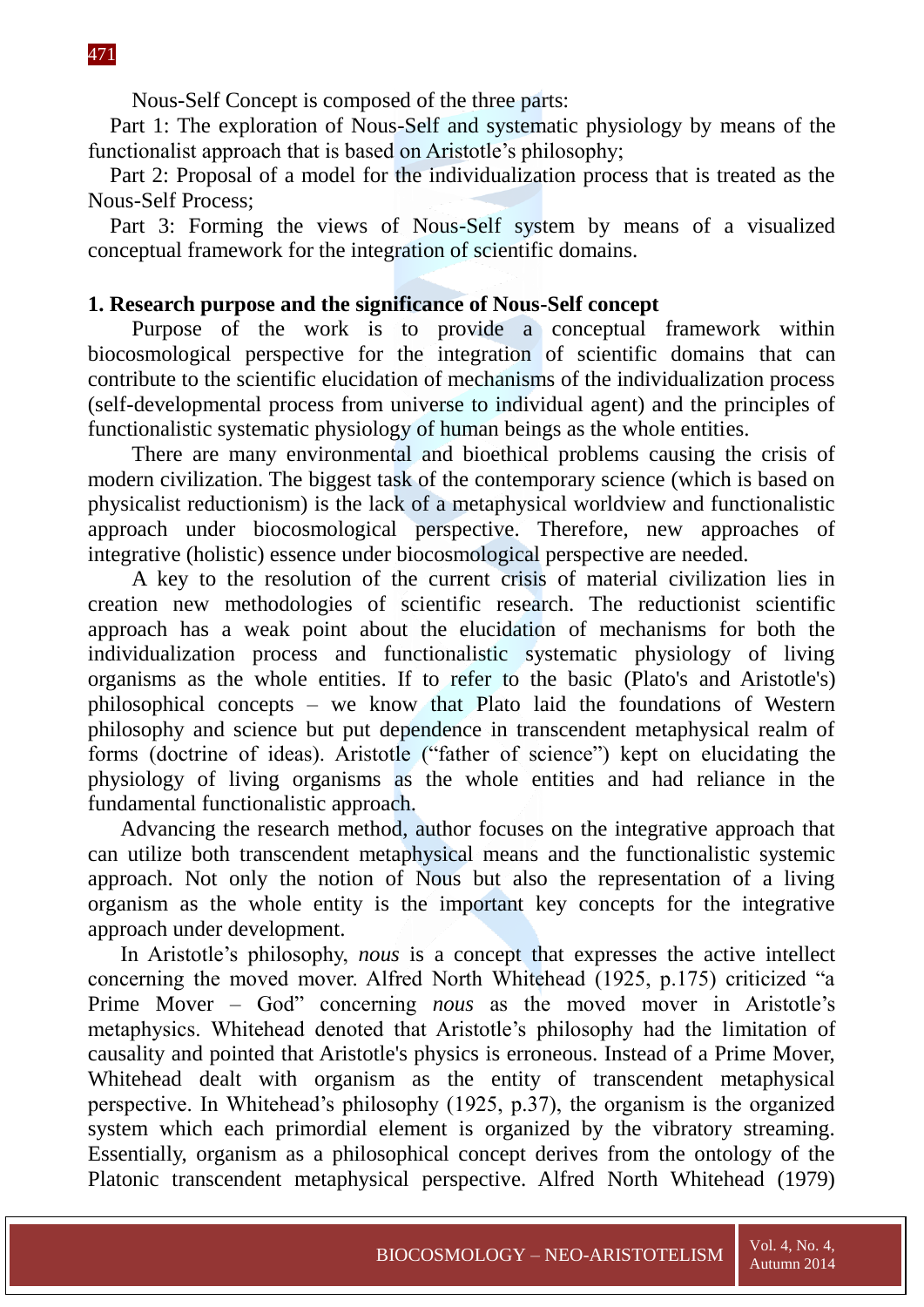Nous-Self Concept is composed of the three parts:

Part 1: The exploration of Nous-Self and systematic physiology by means of the functionalist approach that is based on Aristotle's philosophy;

Part 2: Proposal of a model for the individualization process that is treated as the Nous-Self Process;

Part 3: Forming the views of Nous-Self system by means of a visualized conceptual framework for the integration of scientific domains.

## 1. Research purpose and the significance of Nous-Self concept

Purpose of the work is to provide a conceptual framework within biocosmological perspective for the integration of scientific domains that can contribute to the scientific elucidation of mechanisms of the individualization process (self-developmental process from universe to individual agent) and the principles of functionalistic systematic physiology of human beings as the whole entities.

There are many environmental and bioethical problems causing the crisis of modern civilization. The biggest task of the contemporary science (which is based on physicalist reductionism) is the lack of a metaphysical worldview and functionalistic approach under biocosmological perspective. Therefore, new approaches of integrative (holistic) essence under biocosmological perspective are needed.

A key to the resolution of the current crisis of material civilization lies in creation new methodologies of scientific research. The reductionist scientific approach has a weak point about the elucidation of mechanisms for both the individualization process and functionalistic systematic physiology of living organisms as the whole entities. If to refer to the basic (Plato's and Aristotle's) philosophical concepts – we know that Plato laid the foundations of Western philosophy and science but put dependence in transcendent metaphysical realm of forms (doctrine of ideas). Aristotle ("father of science") kept on elucidating the physiology of living organisms as the whole entities and had reliance in the fundamental functionalistic approach.

Advancing the research method, author focuses on the integrative approach that can utilize both transcendent metaphysical means and the functionalistic systemic approach. Not only the notion of Nous but also the representation of a living organism as the whole entity is the important key concepts for the integrative approach under development.

In Aristotle's philosophy, *nous* is a concept that expresses the active intellect concerning the moved mover. Alfred North Whitehead (1925, p.175) criticized "a Prime Mover – God" concerning *nous* as the moved mover in Aristotle's metaphysics. Whitehead denoted that Aristotle's philosophy had the limitation of causality and pointed that Aristotle's physics is erroneous. Instead of a Prime Mover, Whitehead dealt with organism as the entity of transcendent metaphysical perspective. In Whitehead's philosophy (1925, p.37), the organism is the organized system which each primordial element is organized by the vibratory streaming. Essentially, organism as a philosophical concept derives from the ontology of the Platonic transcendent metaphysical perspective. Alfred North Whitehead (1979)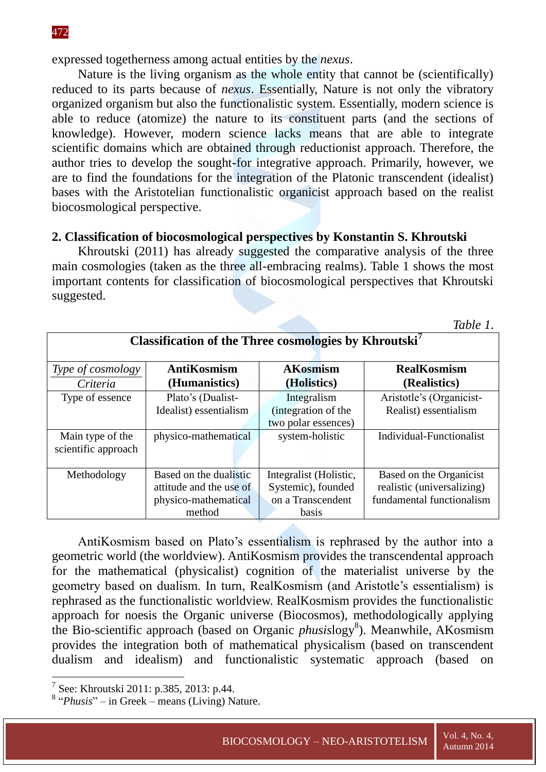expressed togetherness among actual entities by the *nexus*.

Nature is the living organism as the whole entity that cannot be (scientifically) reduced to its parts because of *nexus*. Essentially, Nature is not only the vibratory organized organism but also the functionalistic system. Essentially, modern science is able to reduce (atomize) the nature to its constituent parts (and the sections of knowledge). However, modern science lacks means that are able to integrate scientific domains which are obtained through reductionist approach. Therefore, the author tries to develop the sought-for integrative approach. Primarily, however, we are to find the foundations for the integration of the Platonic transcendent (idealist) bases with the Aristotelian functionalistic organicist approach based on the realist biocosmological perspective.

## 2. Classification of biocosmological perspectives by Konstantin S. Khroutski

Khroutski (2011) has already suggested the comparative analysis of the three main cosmologies (taken as the three all-embracing realms). Table 1 shows the most important contents for classification of biocosmological perspectives that Khroutski suggested.

*Table 1.*

**Classification of the Three cosmologies by Khroutski**[7]

| *Type of cosmology* / *Criteria* | **AntiKosmism (Humanistics)** | **AKosmism (Holistics)** | **RealKosmism (Realistics)** |
|---|---|---|---|
| Type of essence | Plato's (Dualist-Idealist) essentialism | Integralism (integration of the two polar essences) | Aristotle's (Organicist-Realist) essentialism |
| Main type of the scientific approach | physico-mathematical | system-holistic | Individual-Functionalist |
| Methodology | Based on the dualistic attitude and the use of physico-mathematical method | Integralist (Holistic, Systemic), founded on a Transcendent basis | Based on the Organicist realistic (universalizing) fundamental functionalism |

AntiKosmism based on Plato's essentialism is rephrased by the author into a geometric world (the worldview). AntiKosmism provides the transcendental approach for the mathematical (physicalist) cognition of the materialist universe by the geometry based on dualism. In turn, RealKosmism (and Aristotle's essentialism) is rephrased as the functionalistic worldview. RealKosmism provides the functionalistic approach for noesis the Organic universe (Biocosmos), methodologically applying the Bio-scientific approach (based on Organic *phusis*logy[8]). Meanwhile, AKosmism provides the integration both of mathematical physicalism (based on transcendent dualism and idealism) and functionalistic systematic approach (based on

---

[7] See: Khroutski 2011: p.385, 2013: p.44.

[8] "*Phusis*" – in Greek – means (Living) Nature.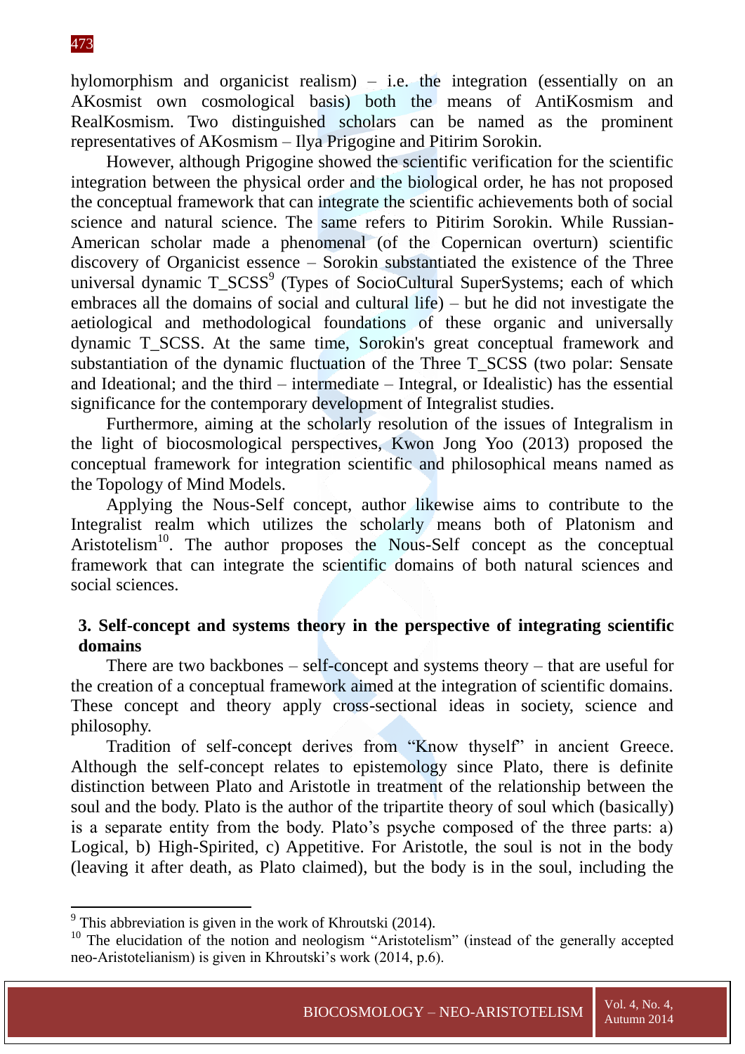hylomorphism and organicist realism) – i.e. the integration (essentially on an AKosmist own cosmological basis) both the means of AntiKosmism and RealKosmism. Two distinguished scholars can be named as the prominent representatives of AKosmism – Ilya Prigogine and Pitirim Sorokin.

However, although Prigogine showed the scientific verification for the scientific integration between the physical order and the biological order, he has not proposed the conceptual framework that can integrate the scientific achievements both of social science and natural science. The same refers to Pitirim Sorokin. While Russian-American scholar made a phenomenal (of the Copernican overturn) scientific discovery of Organicist essence – Sorokin substantiated the existence of the Three universal dynamic T_SCSS[9] (Types of SocioCultural SuperSystems; each of which embraces all the domains of social and cultural life) – but he did not investigate the aetiological and methodological foundations of these organic and universally dynamic T_SCSS. At the same time, Sorokin's great conceptual framework and substantiation of the dynamic fluctuation of the Three T_SCSS (two polar: Sensate and Ideational; and the third – intermediate – Integral, or Idealistic) has the essential significance for the contemporary development of Integralist studies.

Furthermore, aiming at the scholarly resolution of the issues of Integralism in the light of biocosmological perspectives, Kwon Jong Yoo (2013) proposed the conceptual framework for integration scientific and philosophical means named as the Topology of Mind Models.

Applying the Nous-Self concept, author likewise aims to contribute to the Integralist realm which utilizes the scholarly means both of Platonism and Aristotelism[10]. The author proposes the Nous-Self concept as the conceptual framework that can integrate the scientific domains of both natural sciences and social sciences.

## 3. Self-concept and systems theory in the perspective of integrating scientific domains

There are two backbones – self-concept and systems theory – that are useful for the creation of a conceptual framework aimed at the integration of scientific domains. These concept and theory apply cross-sectional ideas in society, science and philosophy.

Tradition of self-concept derives from "Know thyself" in ancient Greece. Although the self-concept relates to epistemology since Plato, there is definite distinction between Plato and Aristotle in treatment of the relationship between the soul and the body. Plato is the author of the tripartite theory of soul which (basically) is a separate entity from the body. Plato's psyche composed of the three parts: a) Logical, b) High-Spirited, c) Appetitive. For Aristotle, the soul is not in the body (leaving it after death, as Plato claimed), but the body is in the soul, including the

---

[9] This abbreviation is given in the work of Khroutski (2014).

[10] The elucidation of the notion and neologism "Aristotelism" (instead of the generally accepted neo-Aristotelianism) is given in Khroutski's work (2014, p.6).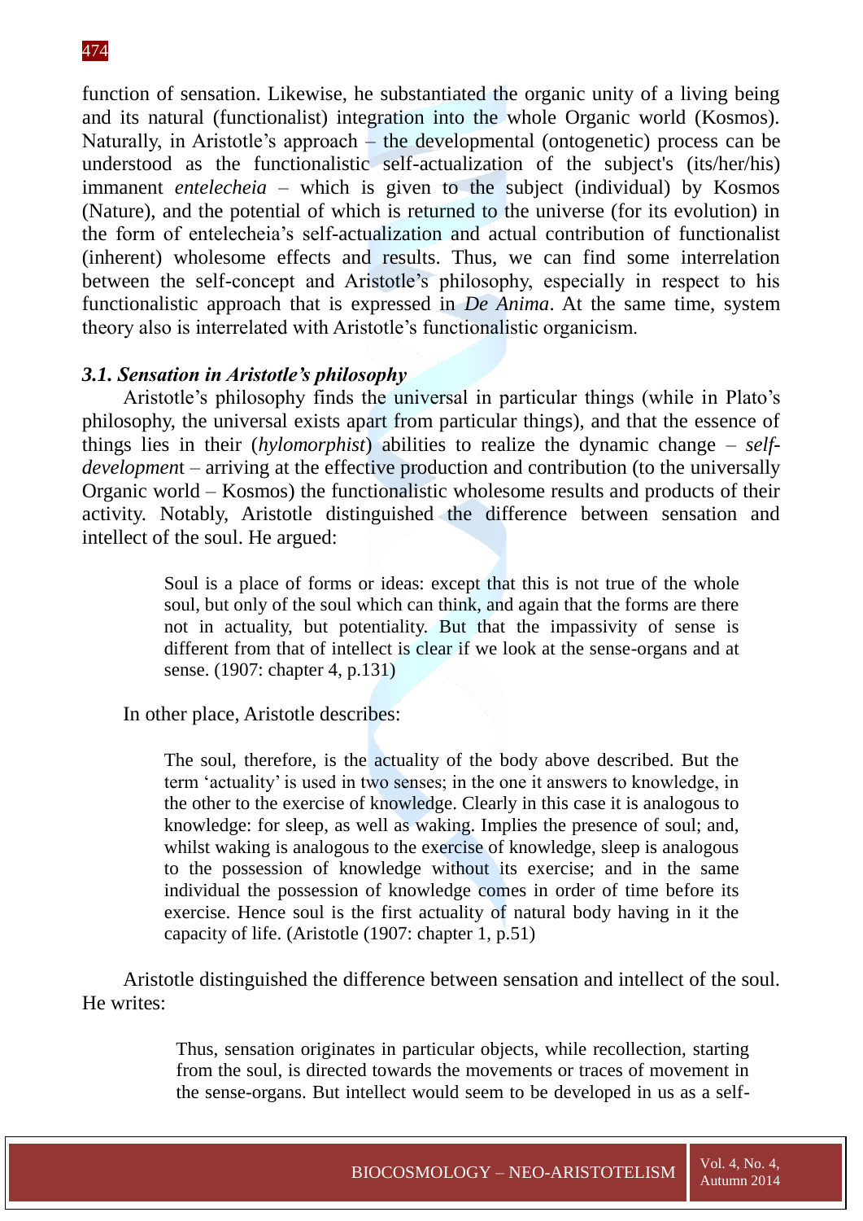function of sensation. Likewise, he substantiated the organic unity of a living being and its natural (functionalist) integration into the whole Organic world (Kosmos). Naturally, in Aristotle's approach – the developmental (ontogenetic) process can be understood as the functionalistic self-actualization of the subject's (its/her/his) immanent *entelecheia* – which is given to the subject (individual) by Kosmos (Nature), and the potential of which is returned to the universe (for its evolution) in the form of entelecheia's self-actualization and actual contribution of functionalist (inherent) wholesome effects and results. Thus, we can find some interrelation between the self-concept and Aristotle's philosophy, especially in respect to his functionalistic approach that is expressed in *De Anima*. At the same time, system theory also is interrelated with Aristotle's functionalistic organicism.

### *3.1. Sensation in Aristotle's philosophy*

Aristotle's philosophy finds the universal in particular things (while in Plato's philosophy, the universal exists apart from particular things), and that the essence of things lies in their (*hylomorphist*) abilities to realize the dynamic change – *self-development* – arriving at the effective production and contribution (to the universally Organic world – Kosmos) the functionalistic wholesome results and products of their activity. Notably, Aristotle distinguished the difference between sensation and intellect of the soul. He argued:

> Soul is a place of forms or ideas: except that this is not true of the whole soul, but only of the soul which can think, and again that the forms are there not in actuality, but potentiality. But that the impassivity of sense is different from that of intellect is clear if we look at the sense-organs and at sense. (1907: chapter 4, p.131)

In other place, Aristotle describes:

> The soul, therefore, is the actuality of the body above described. But the term 'actuality' is used in two senses; in the one it answers to knowledge, in the other to the exercise of knowledge. Clearly in this case it is analogous to knowledge: for sleep, as well as waking. Implies the presence of soul; and, whilst waking is analogous to the exercise of knowledge, sleep is analogous to the possession of knowledge without its exercise; and in the same individual the possession of knowledge comes in order of time before its exercise. Hence soul is the first actuality of natural body having in it the capacity of life. (Aristotle (1907: chapter 1, p.51)

Aristotle distinguished the difference between sensation and intellect of the soul. He writes:

> Thus, sensation originates in particular objects, while recollection, starting from the soul, is directed towards the movements or traces of movement in the sense-organs. But intellect would seem to be developed in us as a self-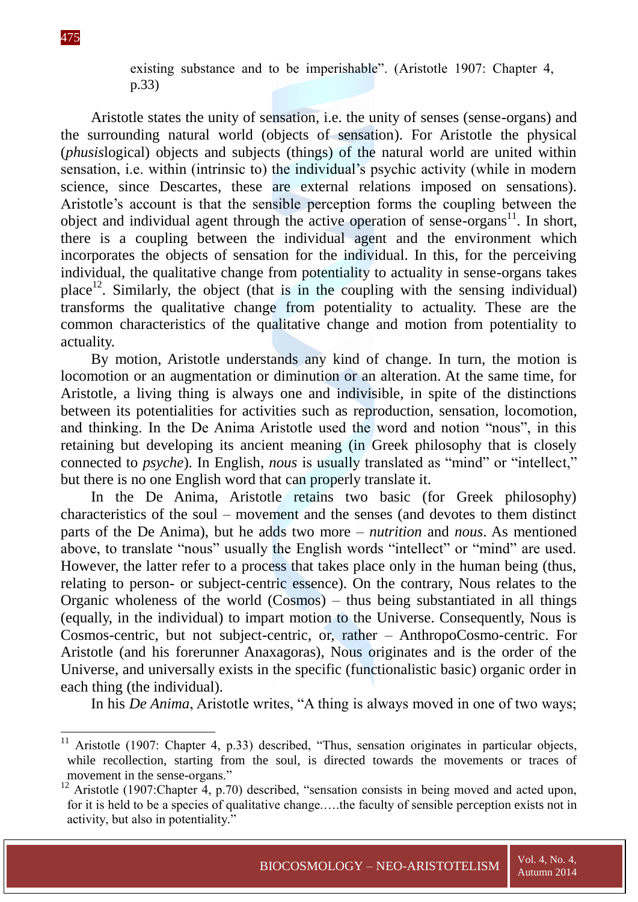existing substance and to be imperishable". (Aristotle 1907: Chapter 4, p.33)

Aristotle states the unity of sensation, i.e. the unity of senses (sense-organs) and the surrounding natural world (objects of sensation). For Aristotle the physical (*phusis*logical) objects and subjects (things) of the natural world are united within sensation, i.e. within (intrinsic to) the individual's psychic activity (while in modern science, since Descartes, these are external relations imposed on sensations). Aristotle's account is that the sensible perception forms the coupling between the object and individual agent through the active operation of sense-organs[11]. In short, there is a coupling between the individual agent and the environment which incorporates the objects of sensation for the individual. In this, for the perceiving individual, the qualitative change from potentiality to actuality in sense-organs takes place[12]. Similarly, the object (that is in the coupling with the sensing individual) transforms the qualitative change from potentiality to actuality. These are the common characteristics of the qualitative change and motion from potentiality to actuality.

By motion, Aristotle understands any kind of change. In turn, the motion is locomotion or an augmentation or diminution or an alteration. At the same time, for Aristotle, a living thing is always one and indivisible, in spite of the distinctions between its potentialities for activities such as reproduction, sensation, locomotion, and thinking. In the De Anima Aristotle used the word and notion "nous", in this retaining but developing its ancient meaning (in Greek philosophy that is closely connected to *psyche*). In English, *nous* is usually translated as "mind" or "intellect," but there is no one English word that can properly translate it.

In the De Anima, Aristotle retains two basic (for Greek philosophy) characteristics of the soul – movement and the senses (and devotes to them distinct parts of the De Anima), but he adds two more – *nutrition* and *nous*. As mentioned above, to translate "nous" usually the English words "intellect" or "mind" are used. However, the latter refer to a process that takes place only in the human being (thus, relating to person- or subject-centric essence). On the contrary, Nous relates to the Organic wholeness of the world (Cosmos) – thus being substantiated in all things (equally, in the individual) to impart motion to the Universe. Consequently, Nous is Cosmos-centric, but not subject-centric, or, rather – AnthropoCosmo-centric. For Aristotle (and his forerunner Anaxagoras), Nous originates and is the order of the Universe, and universally exists in the specific (functionalistic basic) organic order in each thing (the individual).

In his *De Anima*, Aristotle writes, "A thing is always moved in one of two ways;

---

[11] Aristotle (1907: Chapter 4, p.33) described, "Thus, sensation originates in particular objects, while recollection, starting from the soul, is directed towards the movements or traces of movement in the sense-organs."

[12] Aristotle (1907:Chapter 4, p.70) described, "sensation consists in being moved and acted upon, for it is held to be a species of qualitative change.….the faculty of sensible perception exists not in activity, but also in potentiality."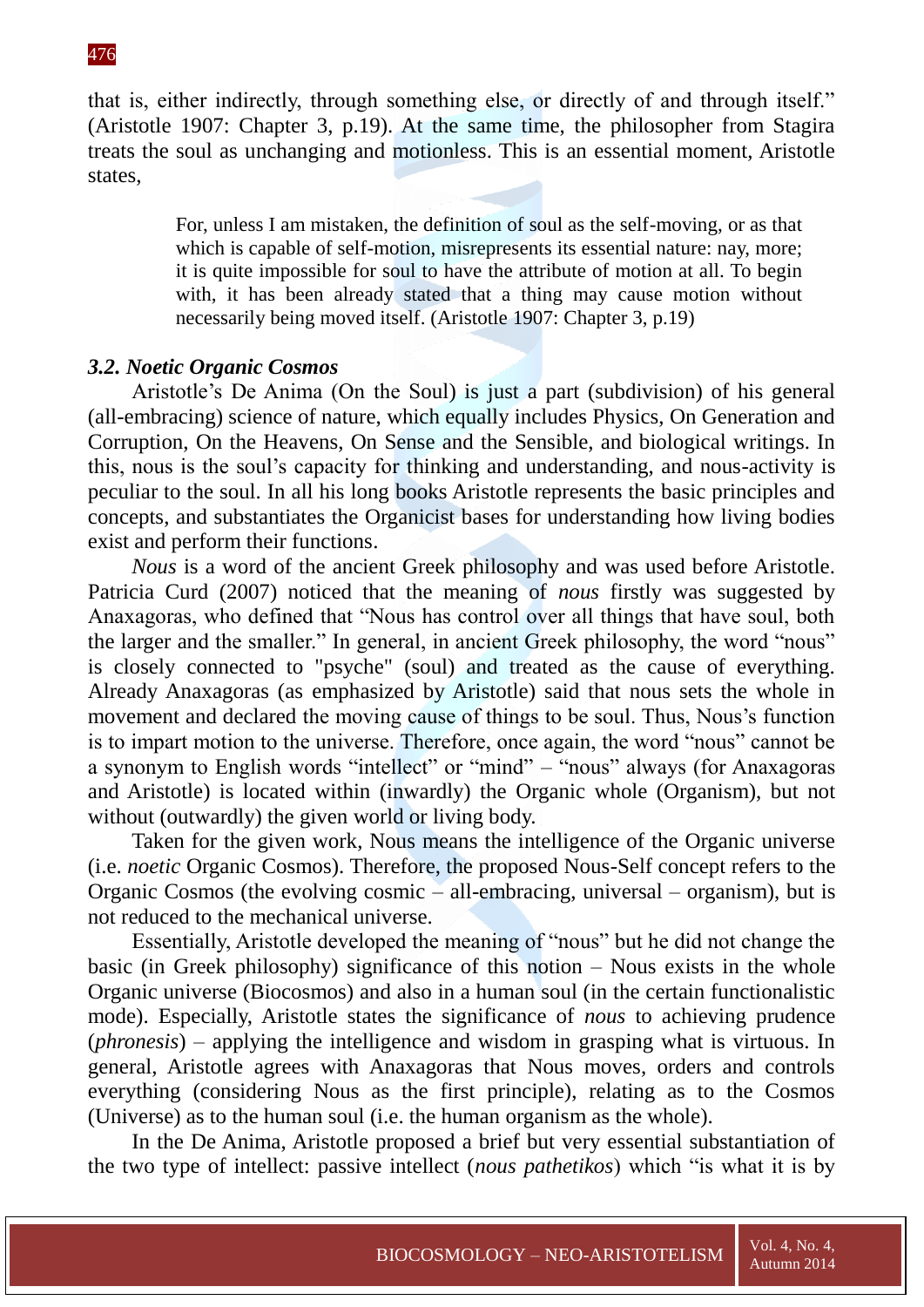that is, either indirectly, through something else, or directly of and through itself." (Aristotle 1907: Chapter 3, p.19). At the same time, the philosopher from Stagira treats the soul as unchanging and motionless. This is an essential moment, Aristotle states,

> For, unless I am mistaken, the definition of soul as the self-moving, or as that which is capable of self-motion, misrepresents its essential nature: nay, more; it is quite impossible for soul to have the attribute of motion at all. To begin with, it has been already stated that a thing may cause motion without necessarily being moved itself. (Aristotle 1907: Chapter 3, p.19)

### *3.2. Noetic Organic Cosmos*

Aristotle's De Anima (On the Soul) is just a part (subdivision) of his general (all-embracing) science of nature, which equally includes Physics, On Generation and Corruption, On the Heavens, On Sense and the Sensible, and biological writings. In this, nous is the soul's capacity for thinking and understanding, and nous-activity is peculiar to the soul. In all his long books Aristotle represents the basic principles and concepts, and substantiates the Organicist bases for understanding how living bodies exist and perform their functions.

*Nous* is a word of the ancient Greek philosophy and was used before Aristotle. Patricia Curd (2007) noticed that the meaning of *nous* firstly was suggested by Anaxagoras, who defined that "Nous has control over all things that have soul, both the larger and the smaller." In general, in ancient Greek philosophy, the word "nous" is closely connected to "psyche" (soul) and treated as the cause of everything. Already Anaxagoras (as emphasized by Aristotle) said that nous sets the whole in movement and declared the moving cause of things to be soul. Thus, Nous's function is to impart motion to the universe. Therefore, once again, the word "nous" cannot be a synonym to English words "intellect" or "mind" – "nous" always (for Anaxagoras and Aristotle) is located within (inwardly) the Organic whole (Organism), but not without (outwardly) the given world or living body.

Taken for the given work, Nous means the intelligence of the Organic universe (i.e. *noetic* Organic Cosmos). Therefore, the proposed Nous-Self concept refers to the Organic Cosmos (the evolving cosmic – all-embracing, universal – organism), but is not reduced to the mechanical universe.

Essentially, Aristotle developed the meaning of "nous" but he did not change the basic (in Greek philosophy) significance of this notion – Nous exists in the whole Organic universe (Biocosmos) and also in a human soul (in the certain functionalistic mode). Especially, Aristotle states the significance of *nous* to achieving prudence (*phronesis*) – applying the intelligence and wisdom in grasping what is virtuous. In general, Aristotle agrees with Anaxagoras that Nous moves, orders and controls everything (considering Nous as the first principle), relating as to the Cosmos (Universe) as to the human soul (i.e. the human organism as the whole).

In the De Anima, Aristotle proposed a brief but very essential substantiation of the two type of intellect: passive intellect (*nous pathetikos*) which "is what it is by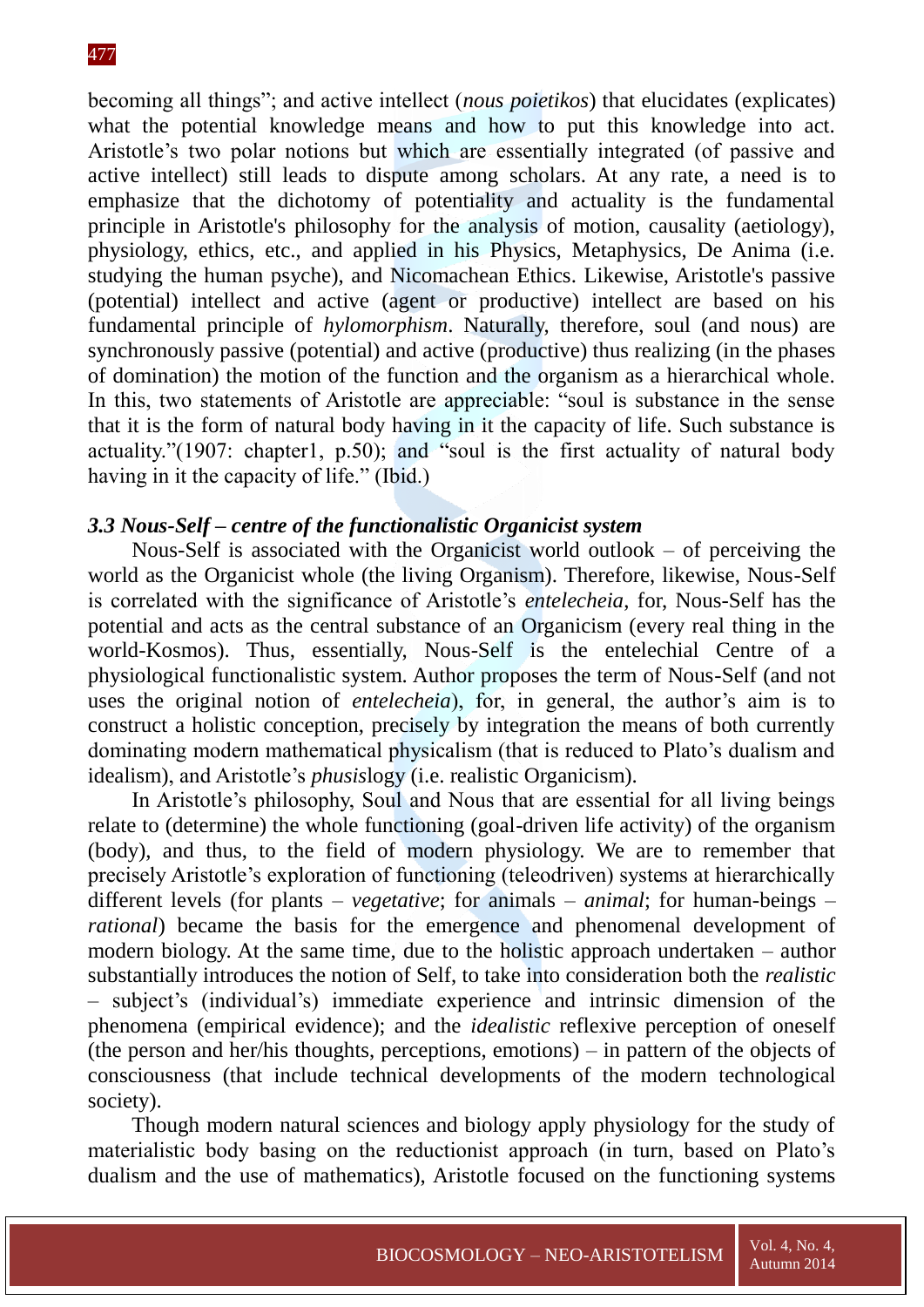becoming all things"; and active intellect (*nous poietikos*) that elucidates (explicates) what the potential knowledge means and how to put this knowledge into act. Aristotle's two polar notions but which are essentially integrated (of passive and active intellect) still leads to dispute among scholars. At any rate, a need is to emphasize that the dichotomy of potentiality and actuality is the fundamental principle in Aristotle's philosophy for the analysis of motion, causality (aetiology), physiology, ethics, etc., and applied in his Physics, Metaphysics, De Anima (i.e. studying the human psyche), and Nicomachean Ethics. Likewise, Aristotle's passive (potential) intellect and active (agent or productive) intellect are based on his fundamental principle of *hylomorphism*. Naturally, therefore, soul (and nous) are synchronously passive (potential) and active (productive) thus realizing (in the phases of domination) the motion of the function and the organism as a hierarchical whole. In this, two statements of Aristotle are appreciable: "soul is substance in the sense that it is the form of natural body having in it the capacity of life. Such substance is actuality."(1907: chapter1, p.50); and "soul is the first actuality of natural body having in it the capacity of life." (Ibid.)

### *3.3 Nous-Self – centre of the functionalistic Organicist system*

Nous-Self is associated with the Organicist world outlook – of perceiving the world as the Organicist whole (the living Organism). Therefore, likewise, Nous-Self is correlated with the significance of Aristotle's *entelecheia*, for, Nous-Self has the potential and acts as the central substance of an Organicism (every real thing in the world-Kosmos). Thus, essentially, Nous-Self is the entelechial Centre of a physiological functionalistic system. Author proposes the term of Nous-Self (and not uses the original notion of *entelecheia*), for, in general, the author's aim is to construct a holistic conception, precisely by integration the means of both currently dominating modern mathematical physicalism (that is reduced to Plato's dualism and idealism), and Aristotle's *phusis*logy (i.e. realistic Organicism).

In Aristotle's philosophy, Soul and Nous that are essential for all living beings relate to (determine) the whole functioning (goal-driven life activity) of the organism (body), and thus, to the field of modern physiology. We are to remember that precisely Aristotle's exploration of functioning (teleodriven) systems at hierarchically different levels (for plants – *vegetative*; for animals – *animal*; for human-beings – *rational*) became the basis for the emergence and phenomenal development of modern biology. At the same time, due to the holistic approach undertaken – author substantially introduces the notion of Self, to take into consideration both the *realistic* – subject's (individual's) immediate experience and intrinsic dimension of the phenomena (empirical evidence); and the *idealistic* reflexive perception of oneself (the person and her/his thoughts, perceptions, emotions) – in pattern of the objects of consciousness (that include technical developments of the modern technological society).

Though modern natural sciences and biology apply physiology for the study of materialistic body basing on the reductionist approach (in turn, based on Plato's dualism and the use of mathematics), Aristotle focused on the functioning systems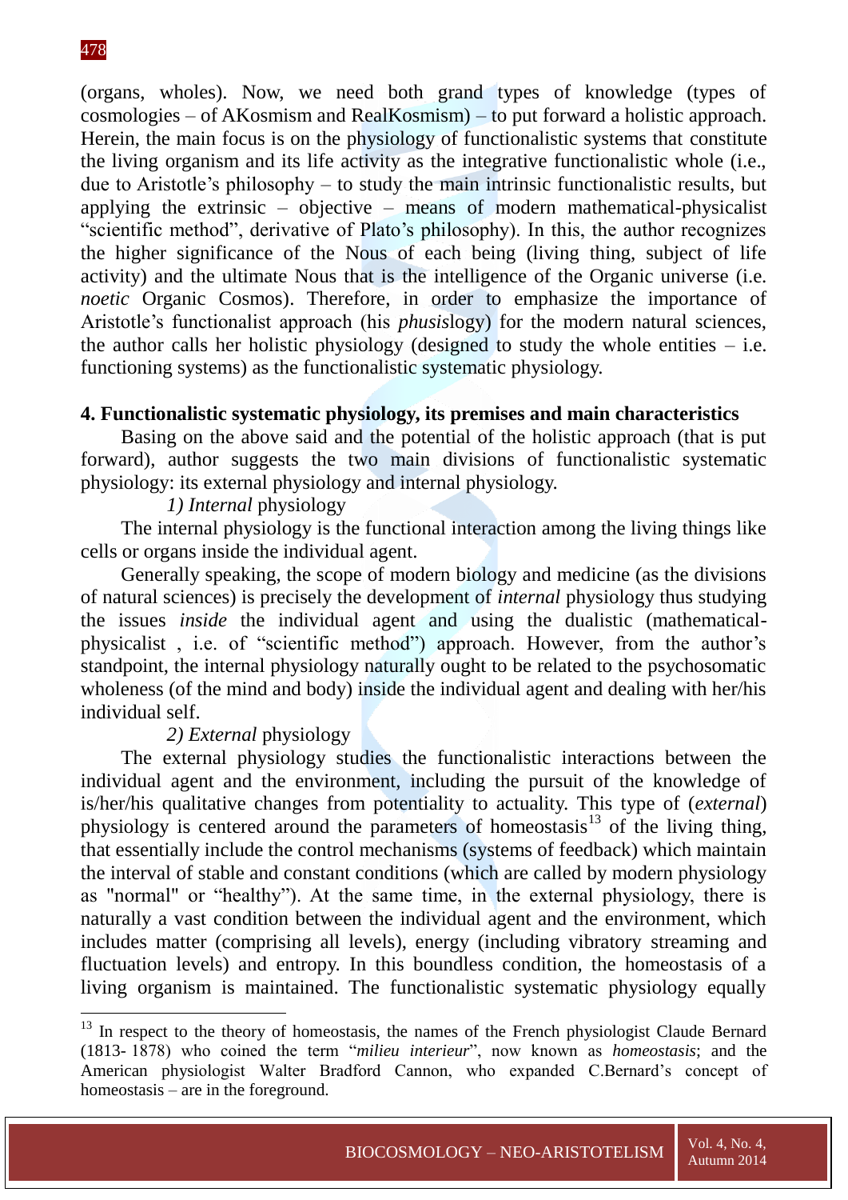(organs, wholes). Now, we need both grand types of knowledge (types of cosmologies – of AKosmism and RealKosmism) – to put forward a holistic approach. Herein, the main focus is on the physiology of functionalistic systems that constitute the living organism and its life activity as the integrative functionalistic whole (i.e., due to Aristotle's philosophy – to study the main intrinsic functionalistic results, but applying the extrinsic – objective – means of modern mathematical-physicalist "scientific method", derivative of Plato's philosophy). In this, the author recognizes the higher significance of the Nous of each being (living thing, subject of life activity) and the ultimate Nous that is the intelligence of the Organic universe (i.e. *noetic* Organic Cosmos). Therefore, in order to emphasize the importance of Aristotle's functionalist approach (his *phusis*logy) for the modern natural sciences, the author calls her holistic physiology (designed to study the whole entities – i.e. functioning systems) as the functionalistic systematic physiology.

## 4. Functionalistic systematic physiology, its premises and main characteristics

Basing on the above said and the potential of the holistic approach (that is put forward), author suggests the two main divisions of functionalistic systematic physiology: its external physiology and internal physiology.

*1) Internal* physiology

The internal physiology is the functional interaction among the living things like cells or organs inside the individual agent.

Generally speaking, the scope of modern biology and medicine (as the divisions of natural sciences) is precisely the development of *internal* physiology thus studying the issues *inside* the individual agent and using the dualistic (mathematical-physicalist , i.e. of "scientific method") approach. However, from the author's standpoint, the internal physiology naturally ought to be related to the psychosomatic wholeness (of the mind and body) inside the individual agent and dealing with her/his individual self.

*2) External* physiology

The external physiology studies the functionalistic interactions between the individual agent and the environment, including the pursuit of the knowledge of is/her/his qualitative changes from potentiality to actuality. This type of (*external*) physiology is centered around the parameters of homeostasis[13] of the living thing, that essentially include the control mechanisms (systems of feedback) which maintain the interval of stable and constant conditions (which are called by modern physiology as "normal" or "healthy"). At the same time, in the external physiology, there is naturally a vast condition between the individual agent and the environment, which includes matter (comprising all levels), energy (including vibratory streaming and fluctuation levels) and entropy. In this boundless condition, the homeostasis of a living organism is maintained. The functionalistic systematic physiology equally

---

[13] In respect to the theory of homeostasis, the names of the French physiologist Claude Bernard (1813- 1878) who coined the term "*milieu interieur*", now known as *homeostasis*; and the American physiologist Walter Bradford Cannon, who expanded C.Bernard's concept of homeostasis – are in the foreground.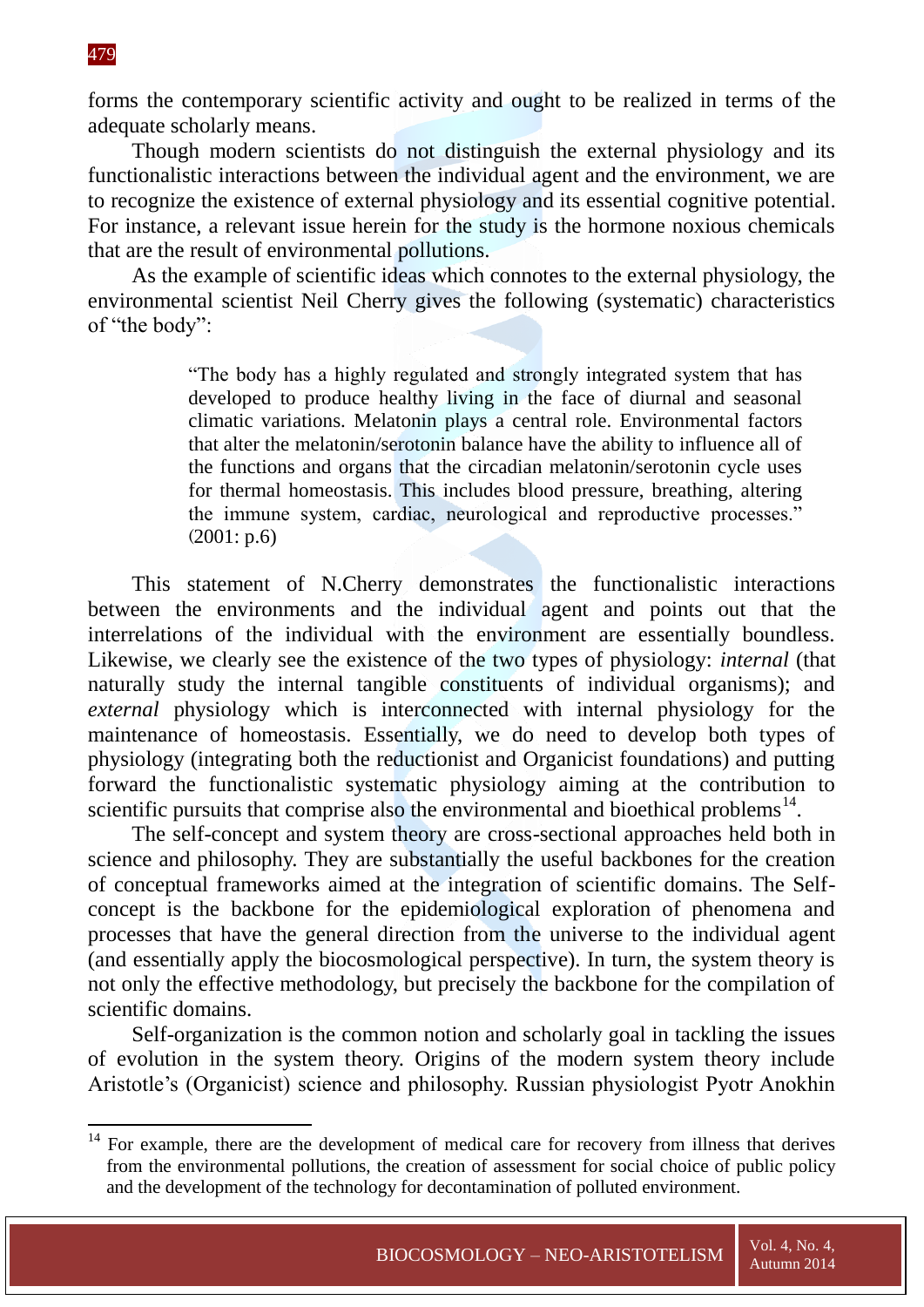forms the contemporary scientific activity and ought to be realized in terms of the adequate scholarly means.

Though modern scientists do not distinguish the external physiology and its functionalistic interactions between the individual agent and the environment, we are to recognize the existence of external physiology and its essential cognitive potential. For instance, a relevant issue herein for the study is the hormone noxious chemicals that are the result of environmental pollutions.

As the example of scientific ideas which connotes to the external physiology, the environmental scientist Neil Cherry gives the following (systematic) characteristics of "the body":

> "The body has a highly regulated and strongly integrated system that has developed to produce healthy living in the face of diurnal and seasonal climatic variations. Melatonin plays a central role. Environmental factors that alter the melatonin/serotonin balance have the ability to influence all of the functions and organs that the circadian melatonin/serotonin cycle uses for thermal homeostasis. This includes blood pressure, breathing, altering the immune system, cardiac, neurological and reproductive processes." (2001: p.6)

This statement of N.Cherry demonstrates the functionalistic interactions between the environments and the individual agent and points out that the interrelations of the individual with the environment are essentially boundless. Likewise, we clearly see the existence of the two types of physiology: *internal* (that naturally study the internal tangible constituents of individual organisms); and *external* physiology which is interconnected with internal physiology for the maintenance of homeostasis. Essentially, we do need to develop both types of physiology (integrating both the reductionist and Organicist foundations) and putting forward the functionalistic systematic physiology aiming at the contribution to scientific pursuits that comprise also the environmental and bioethical problems[14].

The self-concept and system theory are cross-sectional approaches held both in science and philosophy. They are substantially the useful backbones for the creation of conceptual frameworks aimed at the integration of scientific domains. The Self-concept is the backbone for the epidemiological exploration of phenomena and processes that have the general direction from the universe to the individual agent (and essentially apply the biocosmological perspective). In turn, the system theory is not only the effective methodology, but precisely the backbone for the compilation of scientific domains.

Self-organization is the common notion and scholarly goal in tackling the issues of evolution in the system theory. Origins of the modern system theory include Aristotle's (Organicist) science and philosophy. Russian physiologist Pyotr Anokhin

---

[14] For example, there are the development of medical care for recovery from illness that derives from the environmental pollutions, the creation of assessment for social choice of public policy and the development of the technology for decontamination of polluted environment.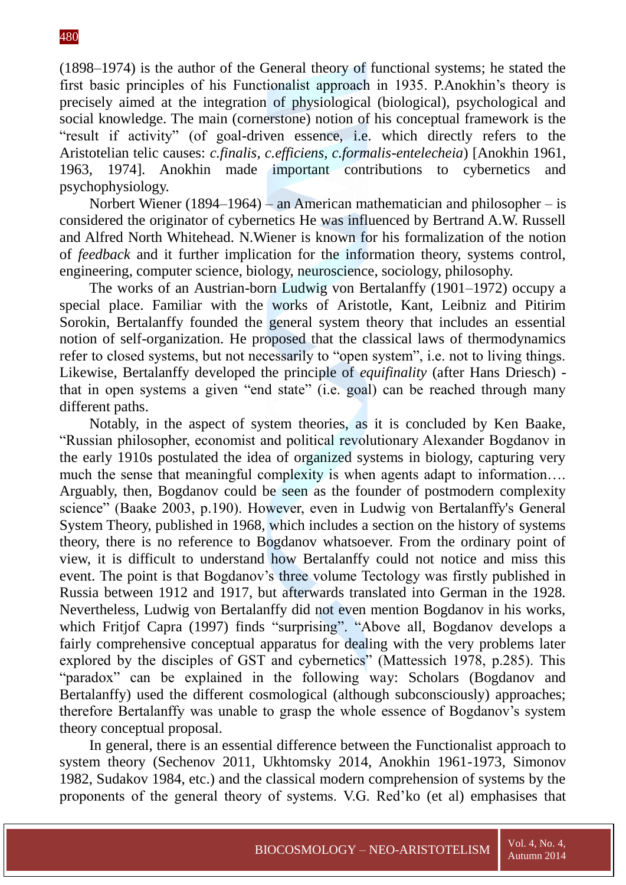(1898–1974) is the author of the General theory of functional systems; he stated the first basic principles of his Functionalist approach in 1935. P.Anokhin's theory is precisely aimed at the integration of physiological (biological), psychological and social knowledge. The main (cornerstone) notion of his conceptual framework is the "result if activity" (of goal-driven essence, i.e. which directly refers to the Aristotelian telic causes: *c.finalis, c.efficiens, c.formalis-entelecheia*) [Anokhin 1961, 1963, 1974]. Anokhin made important contributions to cybernetics and psychophysiology.

Norbert Wiener (1894–1964) – an American mathematician and philosopher – is considered the originator of cybernetics He was influenced by Bertrand A.W. Russell and Alfred North Whitehead. N.Wiener is known for his formalization of the notion of *feedback* and it further implication for the information theory, systems control, engineering, computer science, biology, neuroscience, sociology, philosophy.

The works of an Austrian-born Ludwig von Bertalanffy (1901–1972) occupy a special place. Familiar with the works of Aristotle, Kant, Leibniz and Pitirim Sorokin, Bertalanffy founded the general system theory that includes an essential notion of self-organization. He proposed that the classical laws of thermodynamics refer to closed systems, but not necessarily to "open system", i.e. not to living things. Likewise, Bertalanffy developed the principle of *equifinality* (after Hans Driesch) - that in open systems a given "end state" (i.e. goal) can be reached through many different paths.

Notably, in the aspect of system theories, as it is concluded by Ken Baake, "Russian philosopher, economist and political revolutionary Alexander Bogdanov in the early 1910s postulated the idea of organized systems in biology, capturing very much the sense that meaningful complexity is when agents adapt to information…. Arguably, then, Bogdanov could be seen as the founder of postmodern complexity science" (Baake 2003, p.190). However, even in Ludwig von Bertalanffy's General System Theory, published in 1968, which includes a section on the history of systems theory, there is no reference to Bogdanov whatsoever. From the ordinary point of view, it is difficult to understand how Bertalanffy could not notice and miss this event. The point is that Bogdanov's three volume Tectology was firstly published in Russia between 1912 and 1917, but afterwards translated into German in the 1928. Nevertheless, Ludwig von Bertalanffy did not even mention Bogdanov in his works, which Fritjof Capra (1997) finds "surprising". "Above all, Bogdanov develops a fairly comprehensive conceptual apparatus for dealing with the very problems later explored by the disciples of GST and cybernetics" (Mattessich 1978, p.285). This "paradox" can be explained in the following way: Scholars (Bogdanov and Bertalanffy) used the different cosmological (although subconsciously) approaches; therefore Bertalanffy was unable to grasp the whole essence of Bogdanov's system theory conceptual proposal.

In general, there is an essential difference between the Functionalist approach to system theory (Sechenov 2011, Ukhtomsky 2014, Anokhin 1961-1973, Simonov 1982, Sudakov 1984, etc.) and the classical modern comprehension of systems by the proponents of the general theory of systems. V.G. Red'ko (et al) emphasises that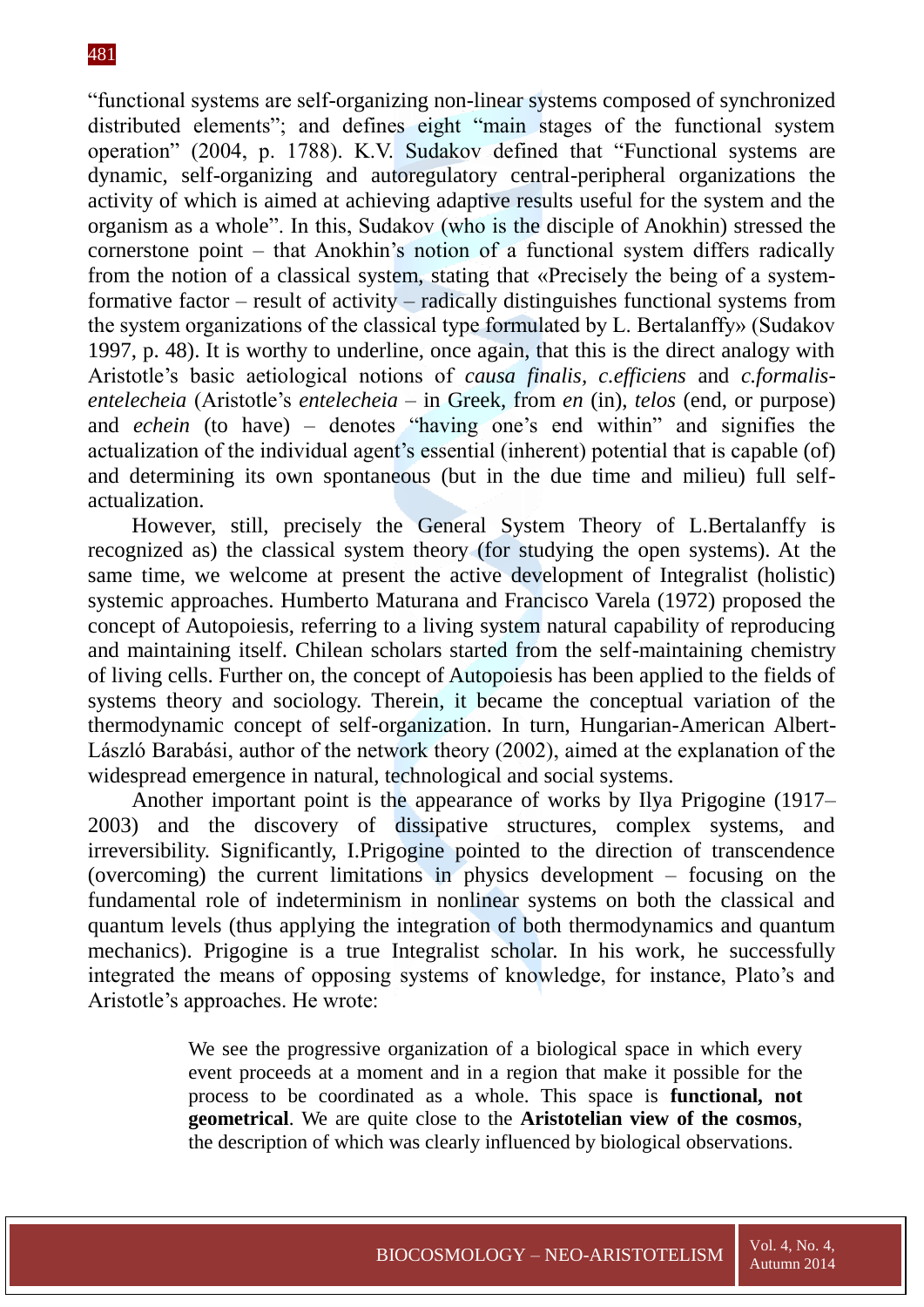"functional systems are self-organizing non-linear systems composed of synchronized distributed elements"; and defines eight "main stages of the functional system operation" (2004, p. 1788). K.V. Sudakov defined that "Functional systems are dynamic, self-organizing and autoregulatory central-peripheral organizations the activity of which is aimed at achieving adaptive results useful for the system and the organism as a whole". In this, Sudakov (who is the disciple of Anokhin) stressed the cornerstone point – that Anokhin's notion of a functional system differs radically from the notion of a classical system, stating that «Precisely the being of a system-formative factor – result of activity – radically distinguishes functional systems from the system organizations of the classical type formulated by L. Bertalanffy» (Sudakov 1997, p. 48). It is worthy to underline, once again, that this is the direct analogy with Aristotle's basic aetiological notions of *causa finalis*, *c.efficiens* and *c.formalis-entelecheia* (Aristotle's *entelecheia* – in Greek, from *en* (in), *telos* (end, or purpose) and *echein* (to have) – denotes "having one's end within" and signifies the actualization of the individual agent's essential (inherent) potential that is capable (of) and determining its own spontaneous (but in the due time and milieu) full self-actualization.

However, still, precisely the General System Theory of L.Bertalanffy is recognized as) the classical system theory (for studying the open systems). At the same time, we welcome at present the active development of Integralist (holistic) systemic approaches. Humberto Maturana and Francisco Varela (1972) proposed the concept of Autopoiesis, referring to a living system natural capability of reproducing and maintaining itself. Chilean scholars started from the self-maintaining chemistry of living cells. Further on, the concept of Autopoiesis has been applied to the fields of systems theory and sociology. Therein, it became the conceptual variation of the thermodynamic concept of self-organization. In turn, Hungarian-American Albert-László Barabási, author of the network theory (2002), aimed at the explanation of the widespread emergence in natural, technological and social systems.

Another important point is the appearance of works by Ilya Prigogine (1917–2003) and the discovery of dissipative structures, complex systems, and irreversibility. Significantly, I.Prigogine pointed to the direction of transcendence (overcoming) the current limitations in physics development – focusing on the fundamental role of indeterminism in nonlinear systems on both the classical and quantum levels (thus applying the integration of both thermodynamics and quantum mechanics). Prigogine is a true Integralist scholar. In his work, he successfully integrated the means of opposing systems of knowledge, for instance, Plato's and Aristotle's approaches. He wrote:

> We see the progressive organization of a biological space in which every event proceeds at a moment and in a region that make it possible for the process to be coordinated as a whole. This space is **functional, not geometrical**. We are quite close to the **Aristotelian view of the cosmos**, the description of which was clearly influenced by biological observations.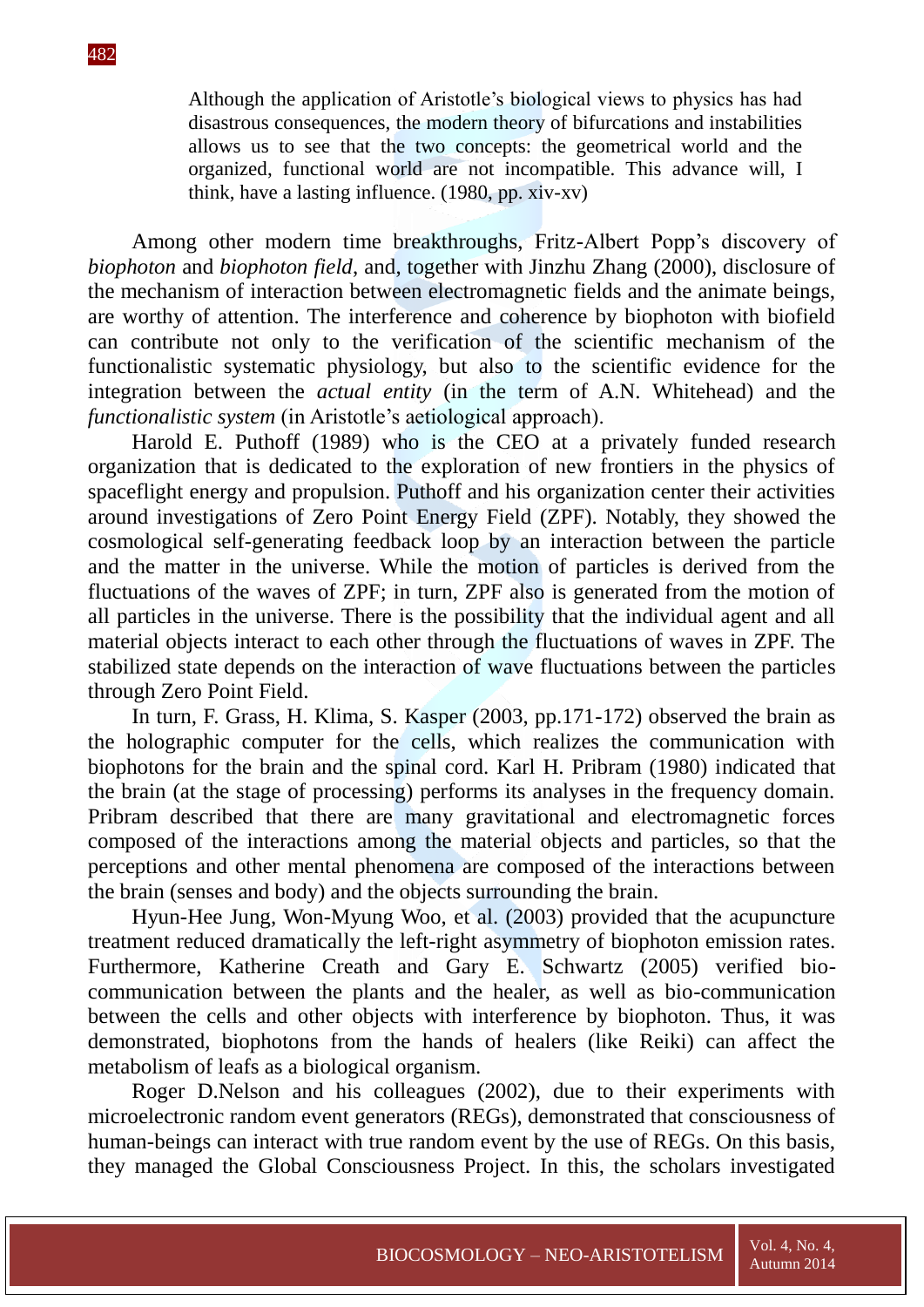> Although the application of Aristotle's biological views to physics has had disastrous consequences, the modern theory of bifurcations and instabilities allows us to see that the two concepts: the geometrical world and the organized, functional world are not incompatible. This advance will, I think, have a lasting influence. (1980, pp. xiv-xv)

Among other modern time breakthroughs, Fritz-Albert Popp's discovery of *biophoton* and *biophoton field*, and, together with Jinzhu Zhang (2000), disclosure of the mechanism of interaction between electromagnetic fields and the animate beings, are worthy of attention. The interference and coherence by biophoton with biofield can contribute not only to the verification of the scientific mechanism of the functionalistic systematic physiology, but also to the scientific evidence for the integration between the *actual entity* (in the term of A.N. Whitehead) and the *functionalistic system* (in Aristotle's aetiological approach).

Harold E. Puthoff (1989) who is the CEO at a privately funded research organization that is dedicated to the exploration of new frontiers in the physics of spaceflight energy and propulsion. Puthoff and his organization center their activities around investigations of Zero Point Energy Field (ZPF). Notably, they showed the cosmological self-generating feedback loop by an interaction between the particle and the matter in the universe. While the motion of particles is derived from the fluctuations of the waves of ZPF; in turn, ZPF also is generated from the motion of all particles in the universe. There is the possibility that the individual agent and all material objects interact to each other through the fluctuations of waves in ZPF. The stabilized state depends on the interaction of wave fluctuations between the particles through Zero Point Field.

In turn, F. Grass, H. Klima, S. Kasper (2003, pp.171-172) observed the brain as the holographic computer for the cells, which realizes the communication with biophotons for the brain and the spinal cord. Karl H. Pribram (1980) indicated that the brain (at the stage of processing) performs its analyses in the frequency domain. Pribram described that there are many gravitational and electromagnetic forces composed of the interactions among the material objects and particles, so that the perceptions and other mental phenomena are composed of the interactions between the brain (senses and body) and the objects surrounding the brain.

Hyun-Hee Jung, Won-Myung Woo, et al. (2003) provided that the acupuncture treatment reduced dramatically the left-right asymmetry of biophoton emission rates. Furthermore, Katherine Creath and Gary E. Schwartz (2005) verified bio-communication between the plants and the healer, as well as bio-communication between the cells and other objects with interference by biophoton. Thus, it was demonstrated, biophotons from the hands of healers (like Reiki) can affect the metabolism of leafs as a biological organism.

Roger D.Nelson and his colleagues (2002), due to their experiments with microelectronic random event generators (REGs), demonstrated that consciousness of human-beings can interact with true random event by the use of REGs. On this basis, they managed the Global Consciousness Project. In this, the scholars investigated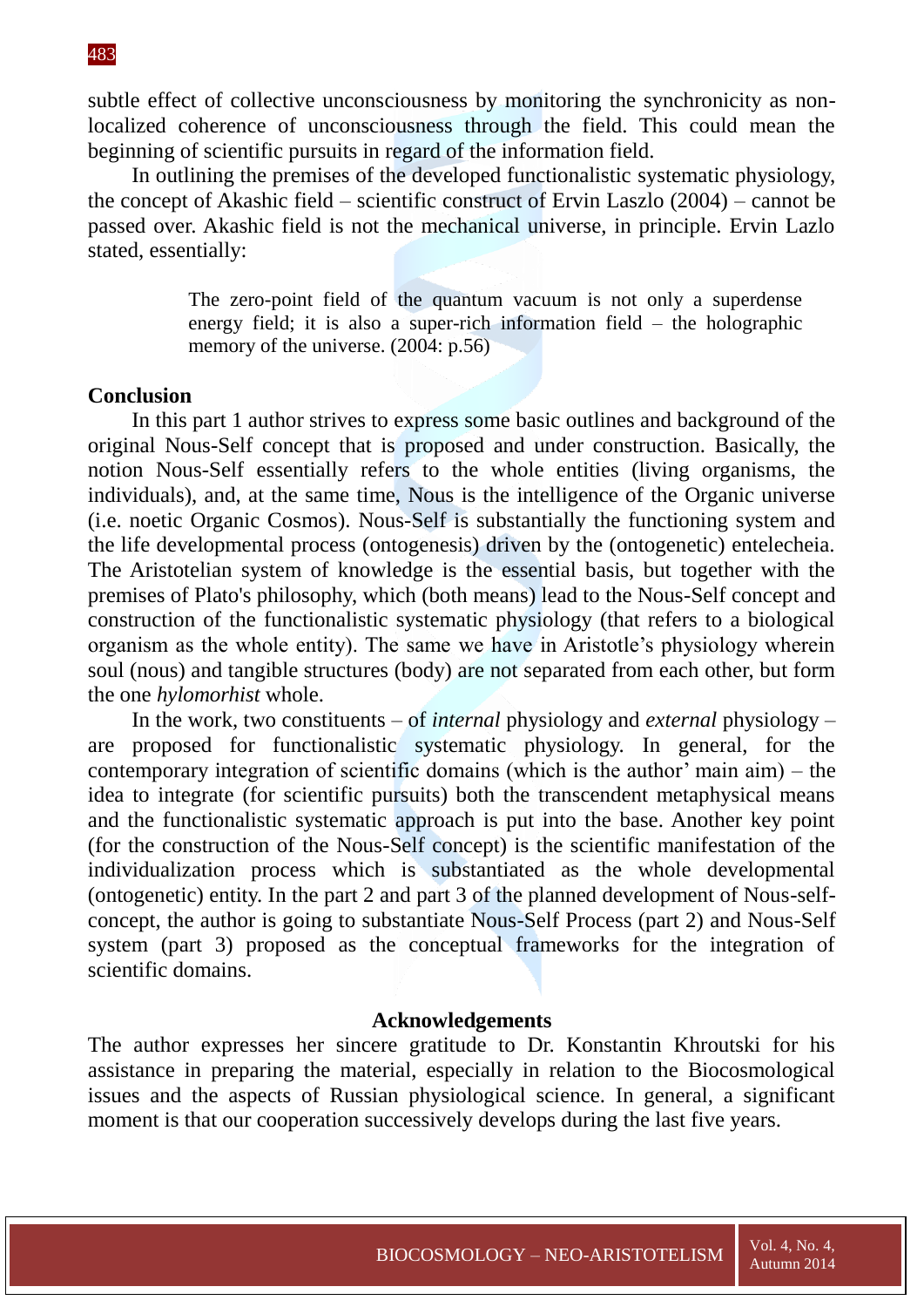subtle effect of collective unconsciousness by monitoring the synchronicity as non-localized coherence of unconsciousness through the field. This could mean the beginning of scientific pursuits in regard of the information field.

In outlining the premises of the developed functionalistic systematic physiology, the concept of Akashic field – scientific construct of Ervin Laszlo (2004) – cannot be passed over. Akashic field is not the mechanical universe, in principle. Ervin Lazlo stated, essentially:

> The zero-point field of the quantum vacuum is not only a superdense energy field; it is also a super-rich information field – the holographic memory of the universe. (2004: p.56)

## Conclusion

In this part 1 author strives to express some basic outlines and background of the original Nous-Self concept that is proposed and under construction. Basically, the notion Nous-Self essentially refers to the whole entities (living organisms, the individuals), and, at the same time, Nous is the intelligence of the Organic universe (i.e. noetic Organic Cosmos). Nous-Self is substantially the functioning system and the life developmental process (ontogenesis) driven by the (ontogenetic) entelecheia. The Aristotelian system of knowledge is the essential basis, but together with the premises of Plato's philosophy, which (both means) lead to the Nous-Self concept and construction of the functionalistic systematic physiology (that refers to a biological organism as the whole entity). The same we have in Aristotle's physiology wherein soul (nous) and tangible structures (body) are not separated from each other, but form the one *hylomorhist* whole.

In the work, two constituents – of *internal* physiology and *external* physiology – are proposed for functionalistic systematic physiology. In general, for the contemporary integration of scientific domains (which is the author' main aim) – the idea to integrate (for scientific pursuits) both the transcendent metaphysical means and the functionalistic systematic approach is put into the base. Another key point (for the construction of the Nous-Self concept) is the scientific manifestation of the individualization process which is substantiated as the whole developmental (ontogenetic) entity. In the part 2 and part 3 of the planned development of Nous-self-concept, the author is going to substantiate Nous-Self Process (part 2) and Nous-Self system (part 3) proposed as the conceptual frameworks for the integration of scientific domains.

## Acknowledgements

The author expresses her sincere gratitude to Dr. Konstantin Khroutski for his assistance in preparing the material, especially in relation to the Biocosmological issues and the aspects of Russian physiological science. In general, a significant moment is that our cooperation successively develops during the last five years.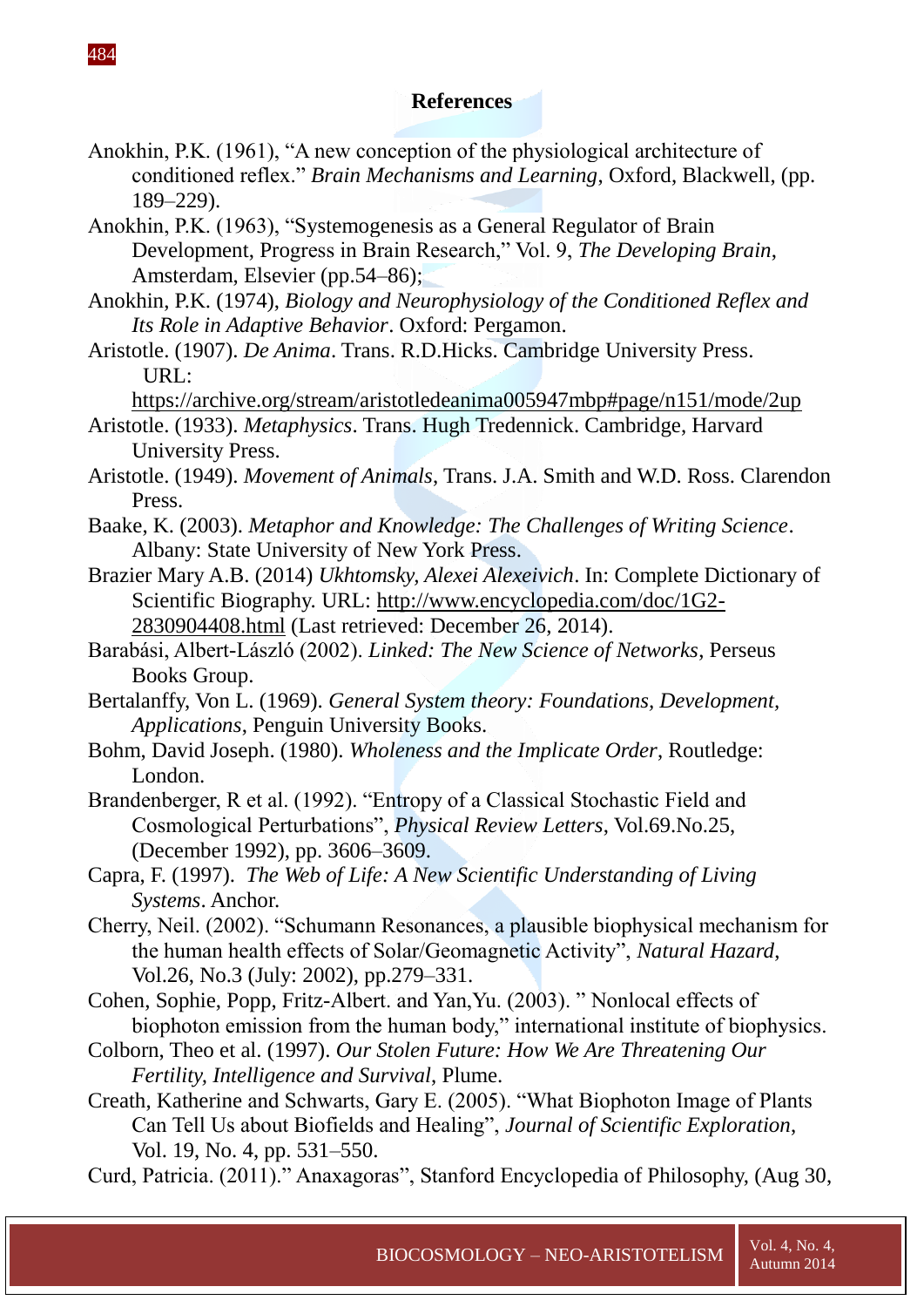## References

Anokhin, P.K. (1961), "A new conception of the physiological architecture of conditioned reflex." *Brain Mechanisms and Learning*, Oxford, Blackwell, (pp. 189–229).

Anokhin, P.K. (1963), "Systemogenesis as a General Regulator of Brain Development, Progress in Brain Research," Vol. 9, *The Developing Brain*, Amsterdam, Elsevier (pp.54–86);

Anokhin, P.K. (1974), *Biology and Neurophysiology of the Conditioned Reflex and Its Role in Adaptive Behavior*. Oxford: Pergamon.

Aristotle. (1907). *De Anima*. Trans. R.D.Hicks. Cambridge University Press. URL: https://archive.org/stream/aristotledeanima005947mbp#page/n151/mode/2up

Aristotle. (1933). *Metaphysics*. Trans. Hugh Tredennick. Cambridge, Harvard University Press.

Aristotle. (1949). *Movement of Animals*, Trans. J.A. Smith and W.D. Ross. Clarendon Press.

Baake, K. (2003). *Metaphor and Knowledge: The Challenges of Writing Science*. Albany: State University of New York Press.

Brazier Mary A.B. (2014) *Ukhtomsky, Alexei Alexeivich*. In: Complete Dictionary of Scientific Biography. URL: http://www.encyclopedia.com/doc/1G2-2830904408.html (Last retrieved: December 26, 2014).

Barabási, Albert-László (2002). *Linked: The New Science of Networks*, Perseus Books Group.

Bertalanffy, Von L. (1969). *General System theory: Foundations, Development, Applications*, Penguin University Books.

Bohm, David Joseph. (1980). *Wholeness and the Implicate Order*, Routledge: London.

Brandenberger, R et al. (1992). "Entropy of a Classical Stochastic Field and Cosmological Perturbations", *Physical Review Letters*, Vol.69.No.25, (December 1992), pp. 3606–3609.

Capra, F. (1997). *The Web of Life: A New Scientific Understanding of Living Systems*. Anchor.

Cherry, Neil. (2002). "Schumann Resonances, a plausible biophysical mechanism for the human health effects of Solar/Geomagnetic Activity", *Natural Hazard*, Vol.26, No.3 (July: 2002), pp.279–331.

Cohen, Sophie, Popp, Fritz-Albert. and Yan,Yu. (2003). " Nonlocal effects of biophoton emission from the human body," international institute of biophysics.

Colborn, Theo et al. (1997). *Our Stolen Future: How We Are Threatening Our Fertility, Intelligence and Survival*, Plume.

Creath, Katherine and Schwarts, Gary E. (2005). "What Biophoton Image of Plants Can Tell Us about Biofields and Healing", *Journal of Scientific Exploration*, Vol. 19, No. 4, pp. 531–550.

Curd, Patricia. (2011)." Anaxagoras", Stanford Encyclopedia of Philosophy, (Aug 30,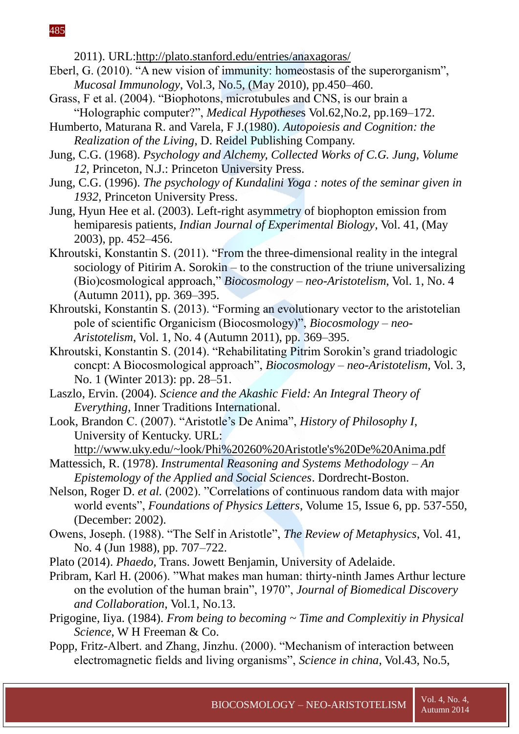2011). URL:http://plato.stanford.edu/entries/anaxagoras/

Eberl, G. (2010). "A new vision of immunity: homeostasis of the superorganism", *Mucosal Immunology*, Vol.3, No.5, (May 2010), pp.450–460.

Grass, F et al. (2004). "Biophotons, microtubules and CNS, is our brain a "Holographic computer?", *Medical Hypotheses* Vol.62,No.2, pp.169–172.

Humberto, Maturana R. and Varela, F J.(1980). *Autopoiesis and Cognition: the Realization of the Living*, D. Reidel Publishing Company.

Jung, C.G. (1968). *Psychology and Alchemy, Collected Works of C.G. Jung, Volume 12*, Princeton, N.J.: Princeton University Press.

Jung, C.G. (1996). *The psychology of Kundalini Yoga : notes of the seminar given in 1932*, Princeton University Press.

Jung, Hyun Hee et al. (2003). Left-right asymmetry of biophopton emission from hemiparesis patients, *Indian Journal of Experimental Biology*, Vol. 41, (May 2003), pp. 452–456.

Khroutski, Konstantin S. (2011). "From the three-dimensional reality in the integral sociology of Pitirim A. Sorokin – to the construction of the triune universalizing (Bio)cosmological approach," *Biocosmology – neo-Aristotelism*, Vol. 1, No. 4 (Autumn 2011), pp. 369–395.

Khroutski, Konstantin S. (2013). "Forming an evolutionary vector to the aristotelian pole of scientific Organicism (Biocosmology)", *Biocosmology – neo-Aristotelism*, Vol. 1, No. 4 (Autumn 2011), pp. 369–395.

Khroutski, Konstantin S. (2014). "Rehabilitating Pitrim Sorokin's grand triadologic concpt: A Biocosmological approach", *Biocosmology – neo-Aristotelism*, Vol. 3, No. 1 (Winter 2013): pp. 28–51.

Laszlo, Ervin. (2004). *Science and the Akashic Field: An Integral Theory of Everything*, Inner Traditions International.

Look, Brandon C. (2007). "Aristotle's De Anima", *History of Philosophy I*, University of Kentucky. URL: http://www.uky.edu/~look/Phi%20260%20Aristotle's%20De%20Anima.pdf

Mattessich, R. (1978). *Instrumental Reasoning and Systems Methodology – An Epistemology of the Applied and Social Sciences*. Dordrecht-Boston.

Nelson, Roger D. *et al.* (2002). "Correlations of continuous random data with major world events", *Foundations of Physics Letters*, Volume 15, Issue 6, pp. 537-550, (December: 2002).

Owens, Joseph. (1988). "The Self in Aristotle", *The Review of Metaphysics*, Vol. 41, No. 4 (Jun 1988), pp. 707–722.

Plato (2014). *Phaedo*, Trans. Jowett Benjamin, University of Adelaide.

Pribram, Karl H. (2006). "What makes man human: thirty-ninth James Arthur lecture on the evolution of the human brain", 1970", *Journal of Biomedical Discovery and Collaboration*, Vol.1, No.13.

Prigogine, Iiya. (1984). *From being to becoming ~ Time and Complexitiy in Physical Science*, W H Freeman & Co.

Popp, Fritz-Albert. and Zhang, Jinzhu. (2000). "Mechanism of interaction between electromagnetic fields and living organisms", *Science in china*, Vol.43, No.5,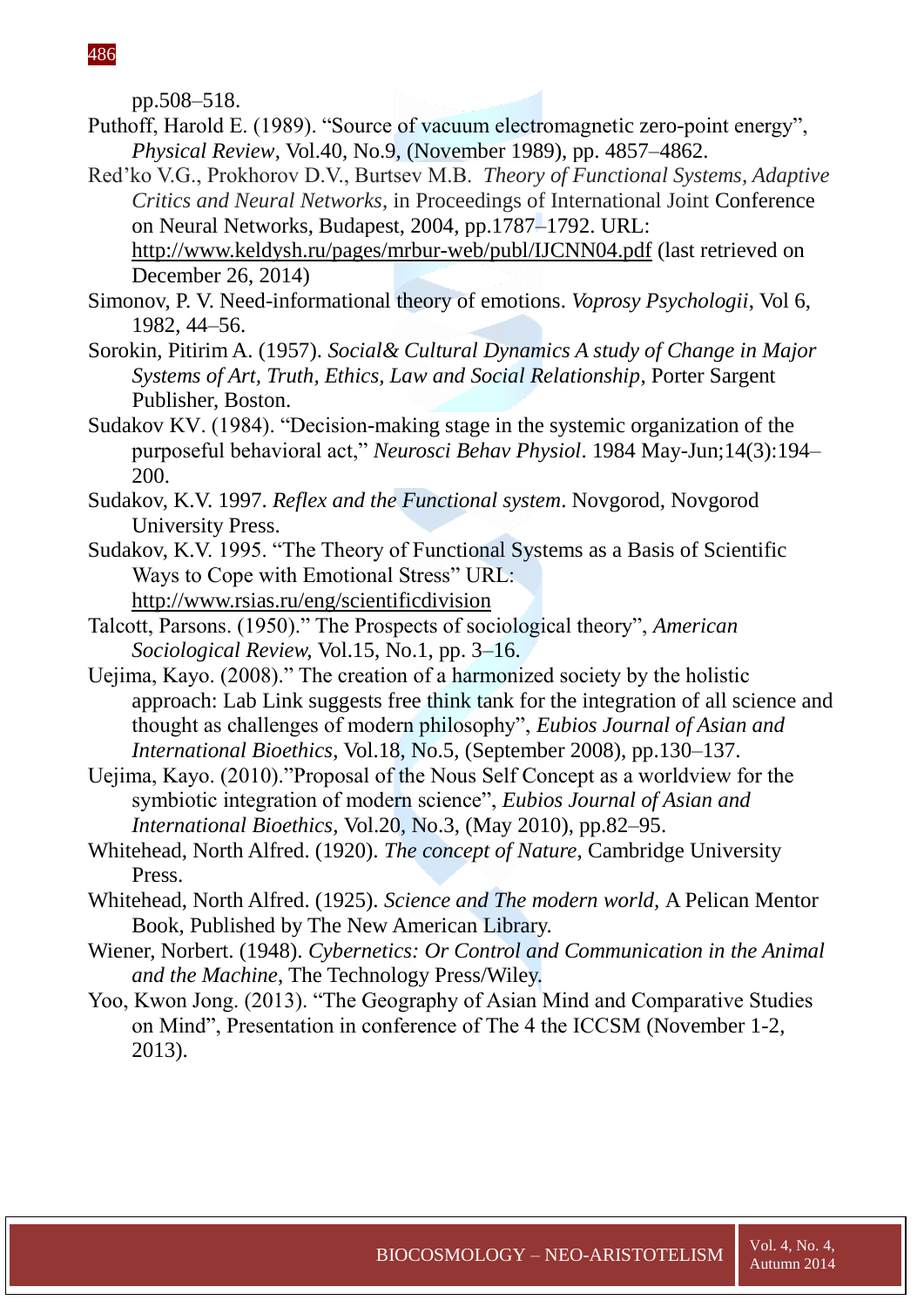pp.508–518.

Puthoff, Harold E. (1989). "Source of vacuum electromagnetic zero-point energy", *Physical Review*, Vol.40, No.9, (November 1989), pp. 4857–4862.

Red'ko V.G., Prokhorov D.V., Burtsev M.B. *Theory of Functional Systems, Adaptive Critics and Neural Networks*, in Proceedings of International Joint Conference on Neural Networks, Budapest, 2004, pp.1787–1792. URL: http://www.keldysh.ru/pages/mrbur-web/publ/IJCNN04.pdf (last retrieved on December 26, 2014)

Simonov, P. V. Need-informational theory of emotions. *Voprosy Psychologii*, Vol 6, 1982, 44–56.

Sorokin, Pitirim A. (1957). *Social& Cultural Dynamics A study of Change in Major Systems of Art, Truth, Ethics, Law and Social Relationship*, Porter Sargent Publisher, Boston.

Sudakov KV. (1984). "Decision-making stage in the systemic organization of the purposeful behavioral act," *Neurosci Behav Physiol*. 1984 May-Jun;14(3):194–200.

Sudakov, K.V. 1997. *Reflex and the Functional system*. Novgorod, Novgorod University Press.

Sudakov, K.V. 1995. "The Theory of Functional Systems as a Basis of Scientific Ways to Cope with Emotional Stress" URL: http://www.rsias.ru/eng/scientificdivision

Talcott, Parsons. (1950)." The Prospects of sociological theory", *American Sociological Review*, Vol.15, No.1, pp. 3–16.

Uejima, Kayo. (2008)." The creation of a harmonized society by the holistic approach: Lab Link suggests free think tank for the integration of all science and thought as challenges of modern philosophy", *Eubios Journal of Asian and International Bioethics*, Vol.18, No.5, (September 2008), pp.130–137.

Uejima, Kayo. (2010)."Proposal of the Nous Self Concept as a worldview for the symbiotic integration of modern science", *Eubios Journal of Asian and International Bioethics*, Vol.20, No.3, (May 2010), pp.82–95.

Whitehead, North Alfred. (1920). *The concept of Nature*, Cambridge University Press.

Whitehead, North Alfred. (1925). *Science and The modern world*, A Pelican Mentor Book, Published by The New American Library.

Wiener, Norbert. (1948). *Cybernetics: Or Control and Communication in the Animal and the Machine*, The Technology Press/Wiley.

Yoo, Kwon Jong. (2013). "The Geography of Asian Mind and Comparative Studies on Mind", Presentation in conference of The 4 the ICCSM (November 1-2, 2013).